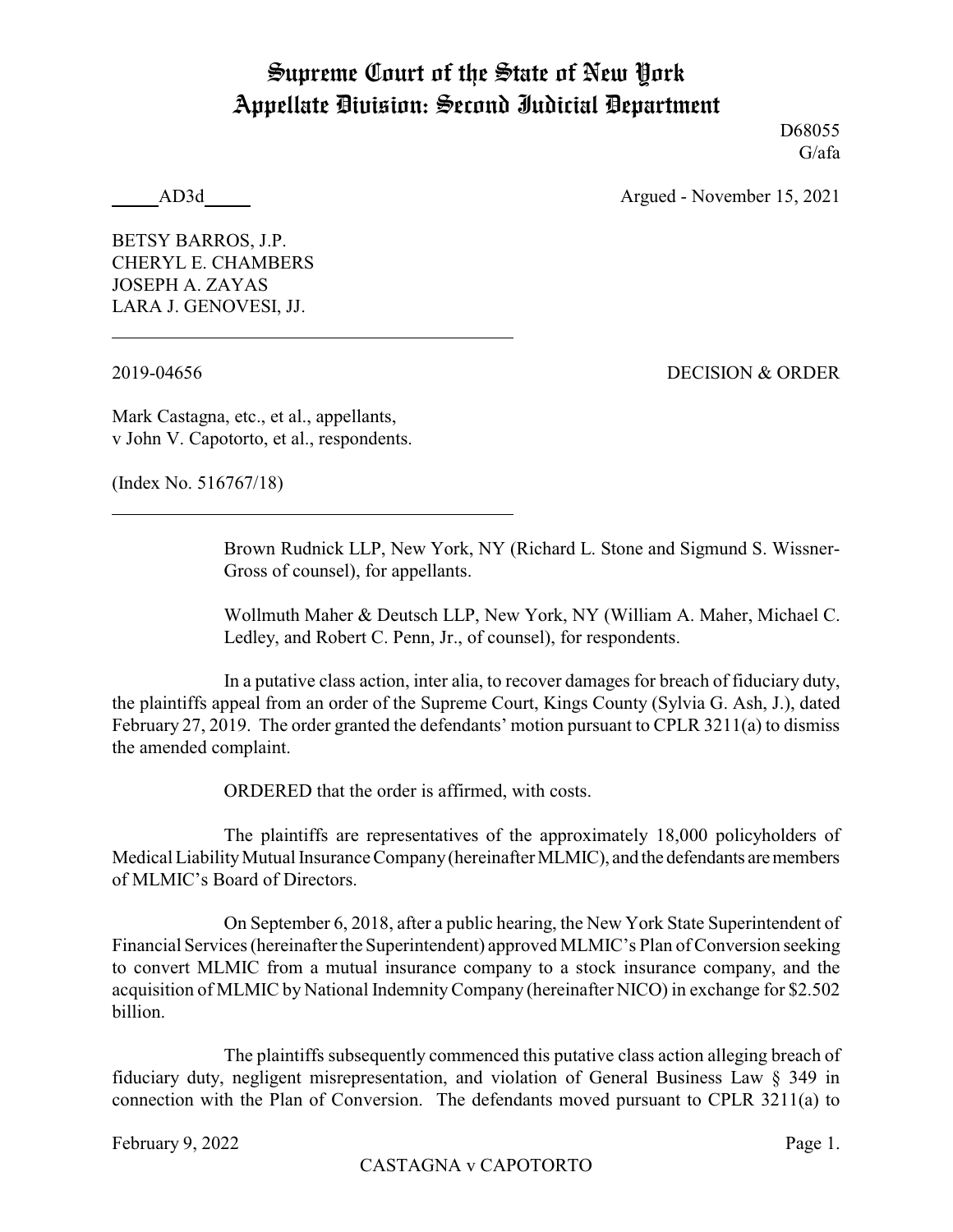# Supreme Court of the State of New York
# Appellate Division: Second Judicial Department

D68055
G/afa

_____AD3d_____ Argued - November 15, 2021

BETSY BARROS, J.P.
CHERYL E. CHAMBERS
JOSEPH A. ZAYAS
LARA J. GENOVESI, JJ.

2019-04656 DECISION & ORDER

Mark Castagna, etc., et al., appellants,
v John V. Capotorto, et al., respondents.

(Index No. 516767/18)

Brown Rudnick LLP, New York, NY (Richard L. Stone and Sigmund S. Wissner-Gross of counsel), for appellants.

Wollmuth Maher & Deutsch LLP, New York, NY (William A. Maher, Michael C. Ledley, and Robert C. Penn, Jr., of counsel), for respondents.

In a putative class action, inter alia, to recover damages for breach of fiduciary duty, the plaintiffs appeal from an order of the Supreme Court, Kings County (Sylvia G. Ash, J.), dated February 27, 2019. The order granted the defendants' motion pursuant to CPLR 3211(a) to dismiss the amended complaint.

ORDERED that the order is affirmed, with costs.

The plaintiffs are representatives of the approximately 18,000 policyholders of Medical Liability Mutual Insurance Company (hereinafter MLMIC), and the defendants are members of MLMIC's Board of Directors.

On September 6, 2018, after a public hearing, the New York State Superintendent of Financial Services (hereinafter the Superintendent) approved MLMIC's Plan of Conversion seeking to convert MLMIC from a mutual insurance company to a stock insurance company, and the acquisition of MLMIC by National Indemnity Company (hereinafter NICO) in exchange for $2.502 billion.

The plaintiffs subsequently commenced this putative class action alleging breach of fiduciary duty, negligent misrepresentation, and violation of General Business Law § 349 in connection with the Plan of Conversion. The defendants moved pursuant to CPLR 3211(a) to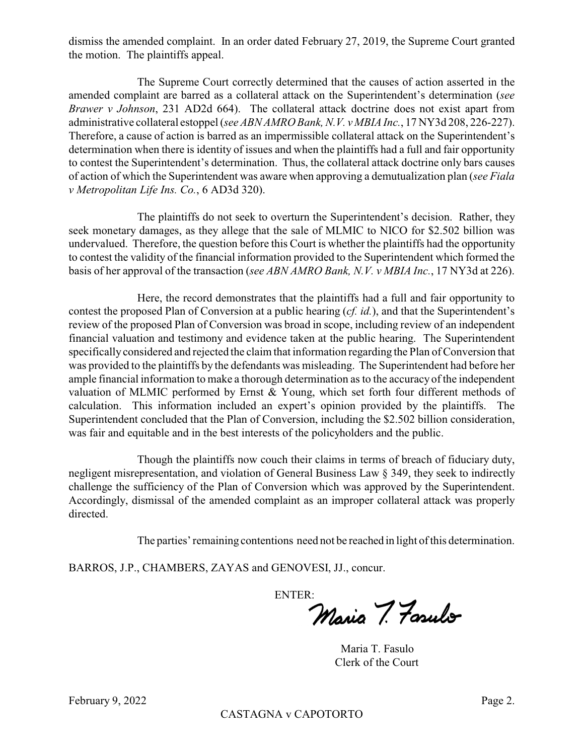dismiss the amended complaint. In an order dated February 27, 2019, the Supreme Court granted the motion. The plaintiffs appeal.

The Supreme Court correctly determined that the causes of action asserted in the amended complaint are barred as a collateral attack on the Superintendent's determination (*see Brawer v Johnson*, 231 AD2d 664). The collateral attack doctrine does not exist apart from administrative collateral estoppel (*see ABN AMRO Bank, N.V. v MBIA Inc.*, 17 NY3d 208, 226-227). Therefore, a cause of action is barred as an impermissible collateral attack on the Superintendent's determination when there is identity of issues and when the plaintiffs had a full and fair opportunity to contest the Superintendent's determination. Thus, the collateral attack doctrine only bars causes of action of which the Superintendent was aware when approving a demutualization plan (*see Fiala v Metropolitan Life Ins. Co.*, 6 AD3d 320).

The plaintiffs do not seek to overturn the Superintendent's decision. Rather, they seek monetary damages, as they allege that the sale of MLMIC to NICO for $2.502 billion was undervalued. Therefore, the question before this Court is whether the plaintiffs had the opportunity to contest the validity of the financial information provided to the Superintendent which formed the basis of her approval of the transaction (*see ABN AMRO Bank, N.V. v MBIA Inc.*, 17 NY3d at 226).

Here, the record demonstrates that the plaintiffs had a full and fair opportunity to contest the proposed Plan of Conversion at a public hearing (*cf. id.*), and that the Superintendent's review of the proposed Plan of Conversion was broad in scope, including review of an independent financial valuation and testimony and evidence taken at the public hearing. The Superintendent specifically considered and rejected the claim that information regarding the Plan of Conversion that was provided to the plaintiffs by the defendants was misleading. The Superintendent had before her ample financial information to make a thorough determination as to the accuracy of the independent valuation of MLMIC performed by Ernst & Young, which set forth four different methods of calculation. This information included an expert's opinion provided by the plaintiffs. The Superintendent concluded that the Plan of Conversion, including the $2.502 billion consideration, was fair and equitable and in the best interests of the policyholders and the public.

Though the plaintiffs now couch their claims in terms of breach of fiduciary duty, negligent misrepresentation, and violation of General Business Law § 349, they seek to indirectly challenge the sufficiency of the Plan of Conversion which was approved by the Superintendent. Accordingly, dismissal of the amended complaint as an improper collateral attack was properly directed.

The parties' remaining contentions need not be reached in light of this determination.

BARROS, J.P., CHAMBERS, ZAYAS and GENOVESI, JJ., concur.

ENTER:

Maria T. Fasulo
Clerk of the Court

February 9, 2022

CASTAGNA v CAPOTORTO